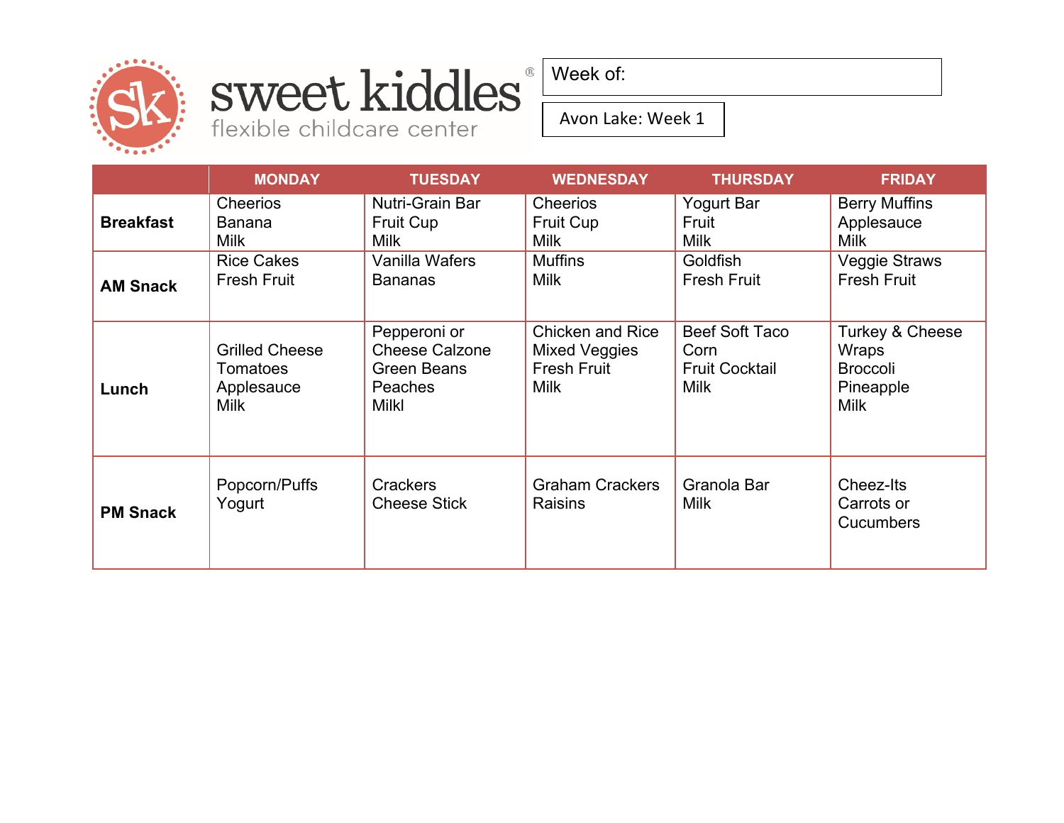sweet kiddles®
flexible childcare center

Week of:

Avon Lake: Week 1

| | MONDAY | TUESDAY | WEDNESDAY | THURSDAY | FRIDAY |
|---|---|---|---|---|---|
| **Breakfast** | Cheerios<br>Banana<br>Milk | Nutri-Grain Bar<br>Fruit Cup<br>Milk | Cheerios<br>Fruit Cup<br>Milk | Yogurt Bar<br>Fruit<br>Milk | Berry Muffins<br>Applesauce<br>Milk |
| **AM Snack** | Rice Cakes<br>Fresh Fruit | Vanilla Wafers<br>Bananas | Muffins<br>Milk | Goldfish<br>Fresh Fruit | Veggie Straws<br>Fresh Fruit |
| **Lunch** | Grilled Cheese<br>Tomatoes<br>Applesauce<br>Milk | Pepperoni or<br>Cheese Calzone<br>Green Beans<br>Peaches<br>Milkl | Chicken and Rice<br>Mixed Veggies<br>Fresh Fruit<br>Milk | Beef Soft Taco<br>Corn<br>Fruit Cocktail<br>Milk | Turkey & Cheese<br>Wraps<br>Broccoli<br>Pineapple<br>Milk |
| **PM Snack** | Popcorn/Puffs<br>Yogurt | Crackers<br>Cheese Stick | Graham Crackers<br>Raisins | Granola Bar<br>Milk | Cheez-Its<br>Carrots or<br>Cucumbers |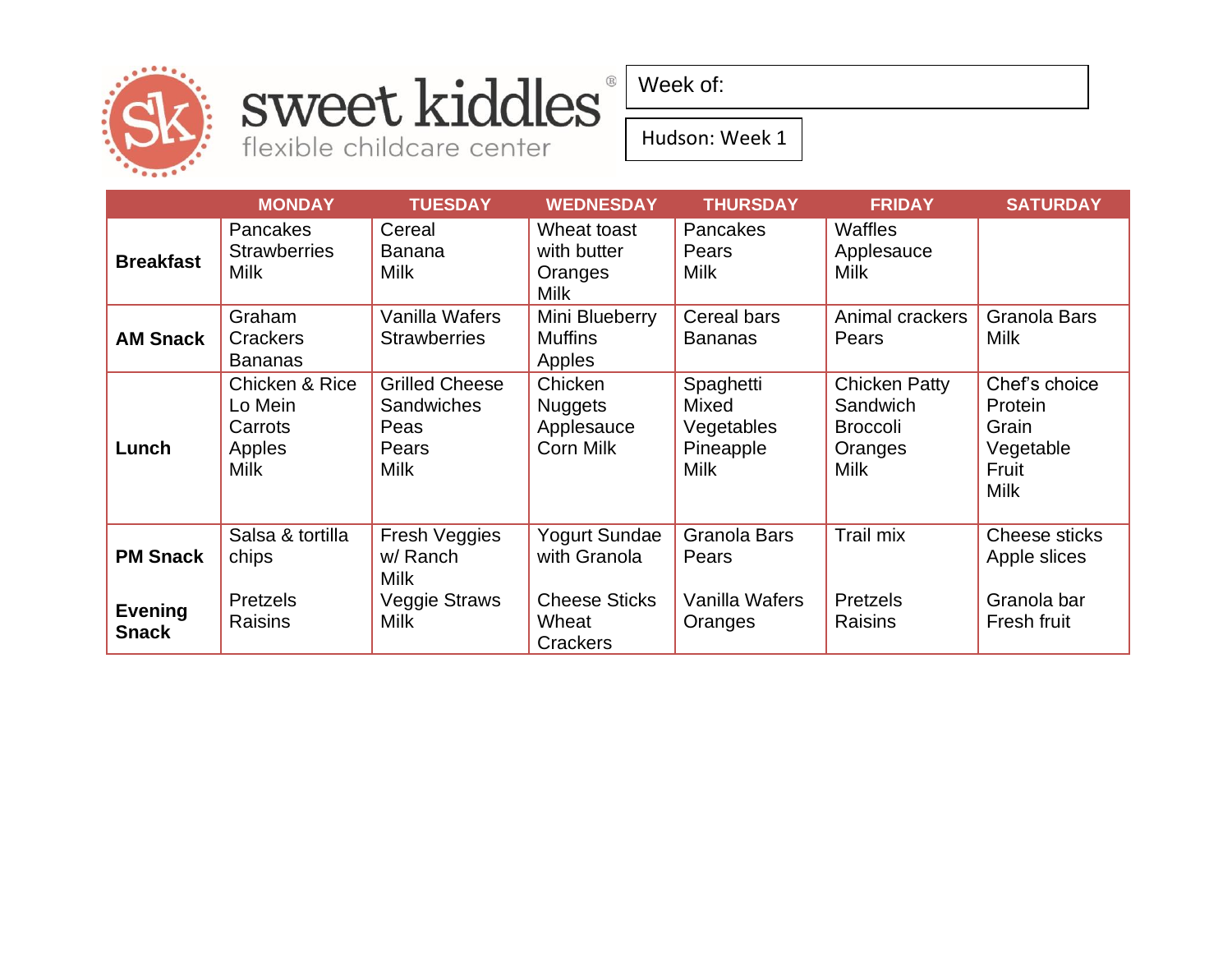sweet kiddles®
flexible childcare center

Week of:

Hudson: Week 1

| | MONDAY | TUESDAY | WEDNESDAY | THURSDAY | FRIDAY | SATURDAY |
|---|---|---|---|---|---|---|
| **Breakfast** | Pancakes<br>Strawberries<br>Milk | Cereal<br>Banana<br>Milk | Wheat toast with butter<br>Oranges<br>Milk | Pancakes<br>Pears<br>Milk | Waffles<br>Applesauce<br>Milk | |
| **AM Snack** | Graham Crackers<br>Bananas | Vanilla Wafers<br>Strawberries | Mini Blueberry Muffins<br>Apples | Cereal bars<br>Bananas | Animal crackers<br>Pears | Granola Bars<br>Milk |
| **Lunch** | Chicken & Rice Lo Mein<br>Carrots<br>Apples<br>Milk | Grilled Cheese Sandwiches<br>Peas<br>Pears<br>Milk | Chicken Nuggets<br>Applesauce<br>Corn Milk | Spaghetti<br>Mixed Vegetables<br>Pineapple<br>Milk | Chicken Patty Sandwich<br>Broccoli<br>Oranges<br>Milk | Chef's choice<br>Protein<br>Grain<br>Vegetable<br>Fruit<br>Milk |
| **PM Snack** | Salsa & tortilla chips | Fresh Veggies w/ Ranch<br>Milk | Yogurt Sundae with Granola | Granola Bars<br>Pears | Trail mix | Cheese sticks<br>Apple slices |
| **Evening Snack** | Pretzels<br>Raisins | Veggie Straws<br>Milk | Cheese Sticks<br>Wheat Crackers | Vanilla Wafers<br>Oranges | Pretzels<br>Raisins | Granola bar<br>Fresh fruit |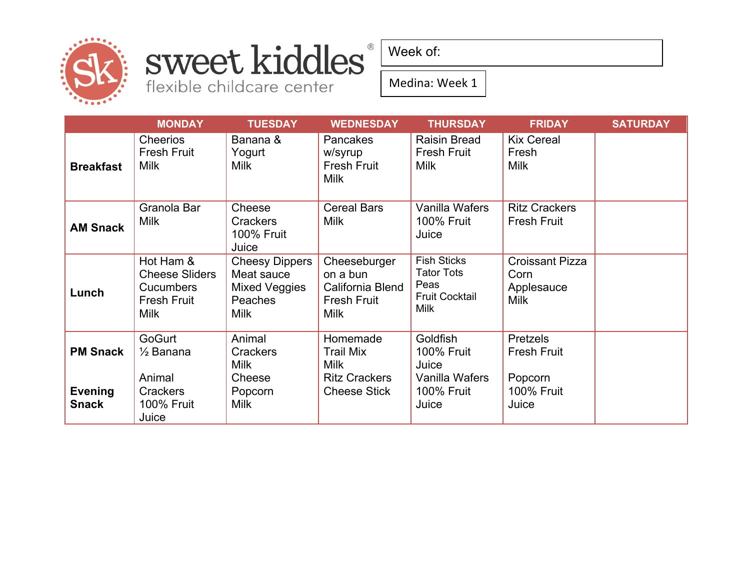# sweet kiddles®

flexible childcare center

Week of:

Medina: Week 1

| | MONDAY | TUESDAY | WEDNESDAY | THURSDAY | FRIDAY | SATURDAY |
|---|---|---|---|---|---|---|
| **Breakfast** | Cheerios<br>Fresh Fruit<br>Milk | Banana & Yogurt<br>Milk | Pancakes w/syrup<br>Fresh Fruit<br>Milk | Raisin Bread<br>Fresh Fruit<br>Milk | Kix Cereal<br>Fresh<br>Milk | |
| **AM Snack** | Granola Bar<br>Milk | Cheese Crackers<br>100% Fruit Juice | Cereal Bars<br>Milk | Vanilla Wafers<br>100% Fruit Juice | Ritz Crackers<br>Fresh Fruit | |
| **Lunch** | Hot Ham & Cheese Sliders<br>Cucumbers<br>Fresh Fruit<br>Milk | Cheesy Dippers<br>Meat sauce<br>Mixed Veggies<br>Peaches<br>Milk | Cheeseburger on a bun<br>California Blend<br>Fresh Fruit<br>Milk | Fish Sticks<br>Tator Tots<br>Peas<br>Fruit Cocktail<br>Milk | Croissant Pizza<br>Corn<br>Applesauce<br>Milk | |
| **PM Snack**<br><br>**Evening Snack** | GoGurt<br>½ Banana<br><br>Animal Crackers<br>100% Fruit Juice | Animal Crackers<br>Milk<br>Cheese<br>Popcorn<br>Milk | Homemade Trail Mix<br>Milk<br>Ritz Crackers<br>Cheese Stick | Goldfish<br>100% Fruit Juice<br>Vanilla Wafers<br>100% Fruit Juice | Pretzels<br>Fresh Fruit<br><br>Popcorn<br>100% Fruit Juice | |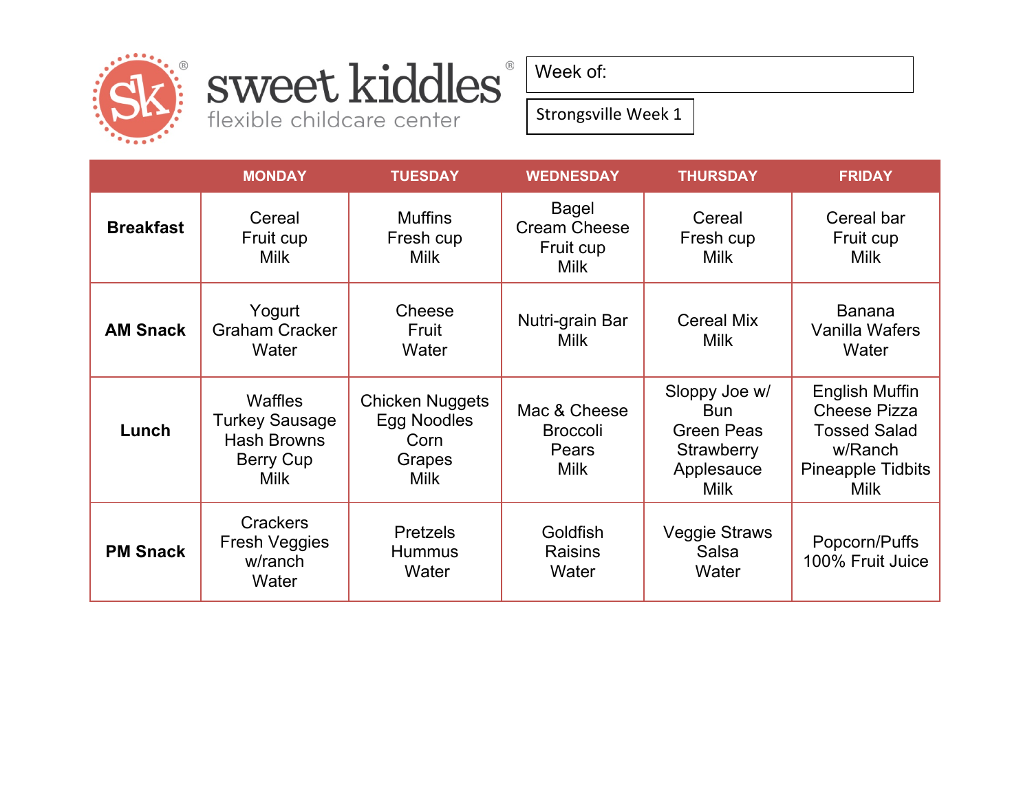# sweet kiddles®
flexible childcare center

Week of:

Strongsville Week 1

| | MONDAY | TUESDAY | WEDNESDAY | THURSDAY | FRIDAY |
|---|---|---|---|---|---|
| **Breakfast** | Cereal<br>Fruit cup<br>Milk | Muffins<br>Fresh cup<br>Milk | Bagel<br>Cream Cheese<br>Fruit cup<br>Milk | Cereal<br>Fresh cup<br>Milk | Cereal bar<br>Fruit cup<br>Milk |
| **AM Snack** | Yogurt<br>Graham Cracker<br>Water | Cheese<br>Fruit<br>Water | Nutri-grain Bar<br>Milk | Cereal Mix<br>Milk | Banana<br>Vanilla Wafers<br>Water |
| **Lunch** | Waffles<br>Turkey Sausage<br>Hash Browns<br>Berry Cup<br>Milk | Chicken Nuggets<br>Egg Noodles<br>Corn<br>Grapes<br>Milk | Mac & Cheese<br>Broccoli<br>Pears<br>Milk | Sloppy Joe w/ Bun<br>Green Peas<br>Strawberry Applesauce<br>Milk | English Muffin Cheese Pizza<br>Tossed Salad w/Ranch<br>Pineapple Tidbits<br>Milk |
| **PM Snack** | Crackers<br>Fresh Veggies w/ranch<br>Water | Pretzels<br>Hummus<br>Water | Goldfish<br>Raisins<br>Water | Veggie Straws<br>Salsa<br>Water | Popcorn/Puffs<br>100% Fruit Juice |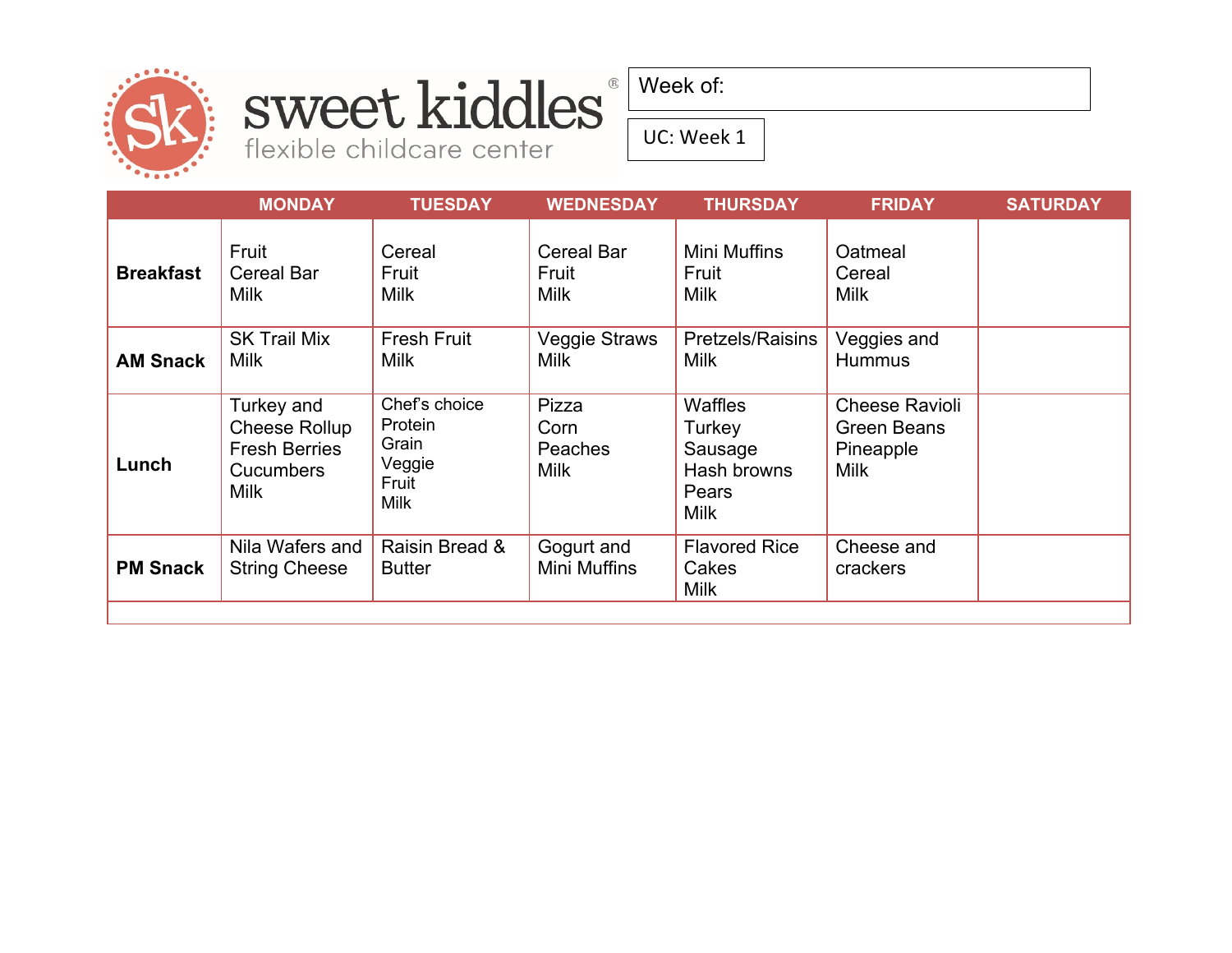sweet kiddles®
flexible childcare center

Week of:

UC: Week 1

| | MONDAY | TUESDAY | WEDNESDAY | THURSDAY | FRIDAY | SATURDAY |
|---|---|---|---|---|---|---|
| **Breakfast** | Fruit<br>Cereal Bar<br>Milk | Cereal<br>Fruit<br>Milk | Cereal Bar<br>Fruit<br>Milk | Mini Muffins<br>Fruit<br>Milk | Oatmeal<br>Cereal<br>Milk | |
| **AM Snack** | SK Trail Mix<br>Milk | Fresh Fruit<br>Milk | Veggie Straws<br>Milk | Pretzels/Raisins<br>Milk | Veggies and<br>Hummus | |
| **Lunch** | Turkey and<br>Cheese Rollup<br>Fresh Berries<br>Cucumbers<br>Milk | Chef's choice<br>Protein<br>Grain<br>Veggie<br>Fruit<br>Milk | Pizza<br>Corn<br>Peaches<br>Milk | Waffles<br>Turkey<br>Sausage<br>Hash browns<br>Pears<br>Milk | Cheese Ravioli<br>Green Beans<br>Pineapple<br>Milk | |
| **PM Snack** | Nila Wafers and<br>String Cheese | Raisin Bread &<br>Butter | Gogurt and<br>Mini Muffins | Flavored Rice<br>Cakes<br>Milk | Cheese and<br>crackers | |
| | | | | | | |